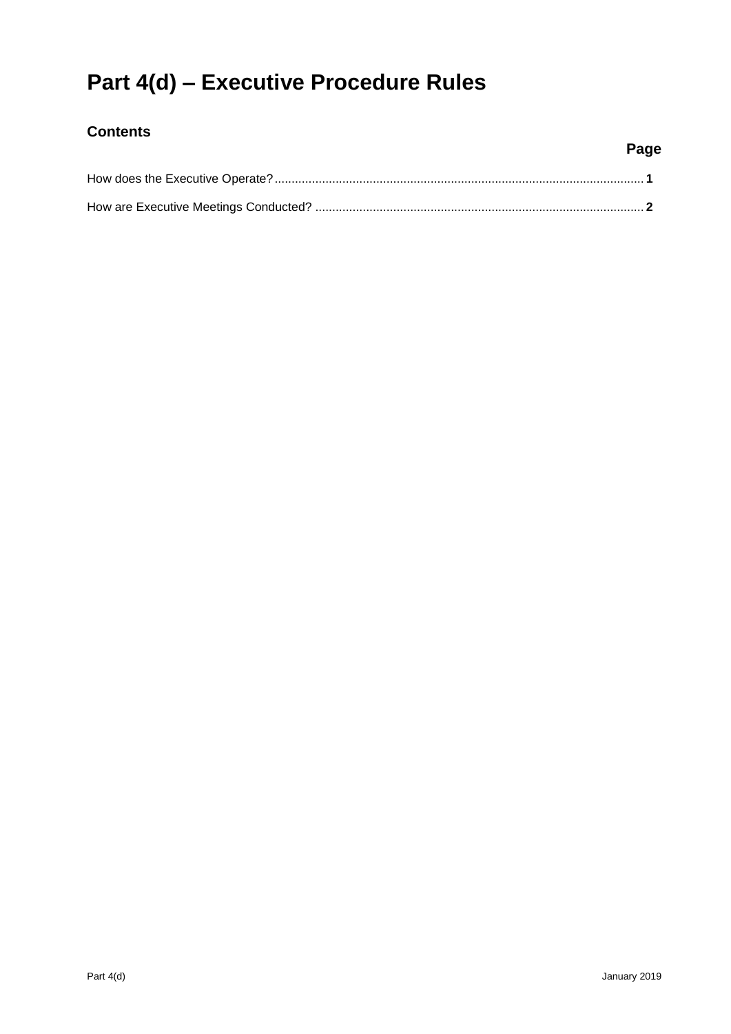# Part 4(d) – Executive Procedure Rules

## Contents

| | Page |
|---|---|
| How does the Executive Operate? | 1 |
| How are Executive Meetings Conducted? | 2 |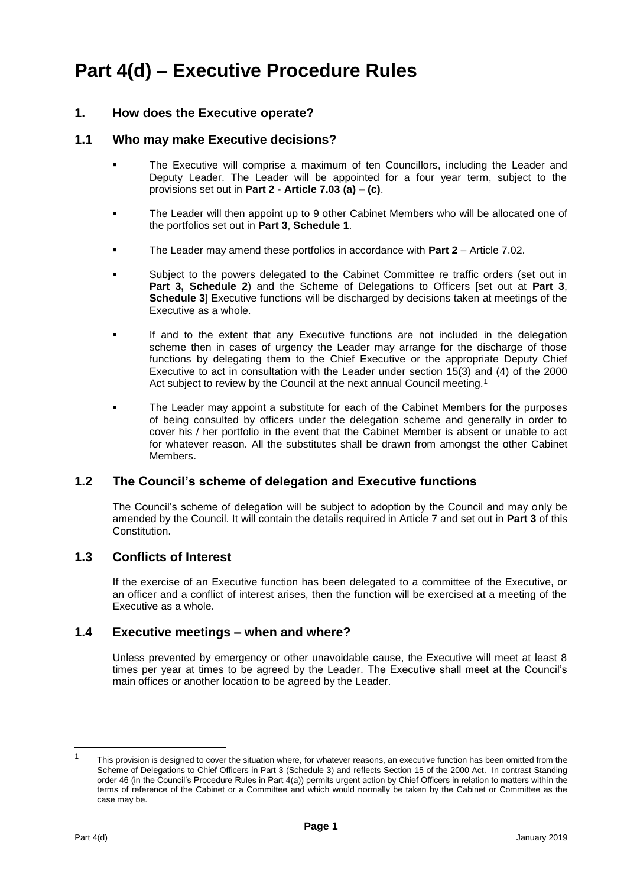# Part 4(d) – Executive Procedure Rules

## 1. How does the Executive operate?

### 1.1 Who may make Executive decisions?

- The Executive will comprise a maximum of ten Councillors, including the Leader and Deputy Leader. The Leader will be appointed for a four year term, subject to the provisions set out in **Part 2 - Article 7.03 (a) – (c)**.

- The Leader will then appoint up to 9 other Cabinet Members who will be allocated one of the portfolios set out in **Part 3**, **Schedule 1**.

- The Leader may amend these portfolios in accordance with **Part 2** – Article 7.02.

- Subject to the powers delegated to the Cabinet Committee re traffic orders (set out in **Part 3, Schedule 2**) and the Scheme of Delegations to Officers [set out at **Part 3**, **Schedule 3**] Executive functions will be discharged by decisions taken at meetings of the Executive as a whole.

- If and to the extent that any Executive functions are not included in the delegation scheme then in cases of urgency the Leader may arrange for the discharge of those functions by delegating them to the Chief Executive or the appropriate Deputy Chief Executive to act in consultation with the Leader under section 15(3) and (4) of the 2000 Act subject to review by the Council at the next annual Council meeting.[1]

- The Leader may appoint a substitute for each of the Cabinet Members for the purposes of being consulted by officers under the delegation scheme and generally in order to cover his / her portfolio in the event that the Cabinet Member is absent or unable to act for whatever reason. All the substitutes shall be drawn from amongst the other Cabinet Members.

### 1.2 The Council's scheme of delegation and Executive functions

The Council's scheme of delegation will be subject to adoption by the Council and may only be amended by the Council. It will contain the details required in Article 7 and set out in **Part 3** of this Constitution.

### 1.3 Conflicts of Interest

If the exercise of an Executive function has been delegated to a committee of the Executive, or an officer and a conflict of interest arises, then the function will be exercised at a meeting of the Executive as a whole.

### 1.4 Executive meetings – when and where?

Unless prevented by emergency or other unavoidable cause, the Executive will meet at least 8 times per year at times to be agreed by the Leader. The Executive shall meet at the Council's main offices or another location to be agreed by the Leader.

---

[1] This provision is designed to cover the situation where, for whatever reasons, an executive function has been omitted from the Scheme of Delegations to Chief Officers in Part 3 (Schedule 3) and reflects Section 15 of the 2000 Act. In contrast Standing order 46 (in the Council's Procedure Rules in Part 4(a)) permits urgent action by Chief Officers in relation to matters within the terms of reference of the Cabinet or a Committee and which would normally be taken by the Cabinet or Committee as the case may be.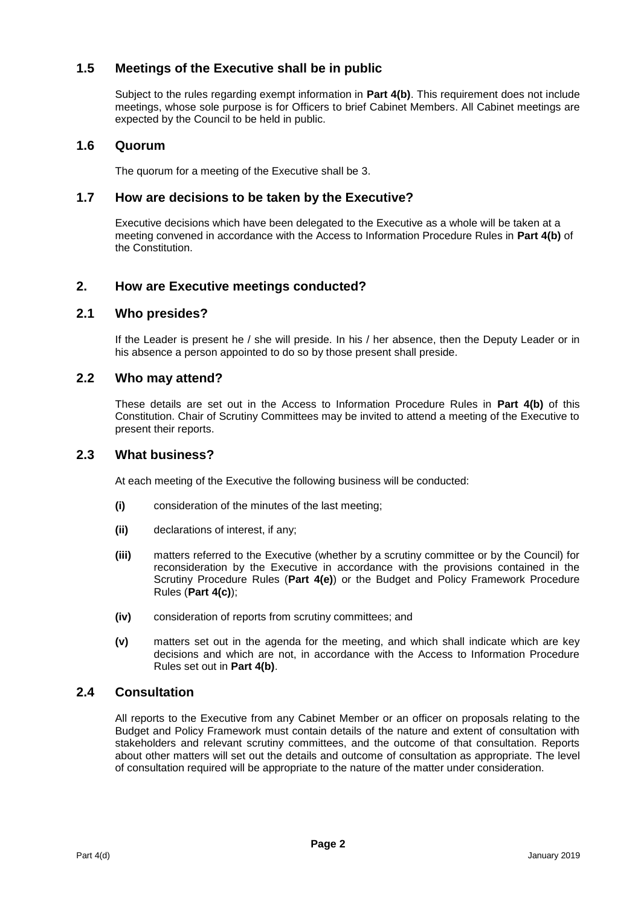## 1.5 Meetings of the Executive shall be in public

Subject to the rules regarding exempt information in **Part 4(b)**. This requirement does not include meetings, whose sole purpose is for Officers to brief Cabinet Members. All Cabinet meetings are expected by the Council to be held in public.

## 1.6 Quorum

The quorum for a meeting of the Executive shall be 3.

## 1.7 How are decisions to be taken by the Executive?

Executive decisions which have been delegated to the Executive as a whole will be taken at a meeting convened in accordance with the Access to Information Procedure Rules in **Part 4(b)** of the Constitution.

# 2. How are Executive meetings conducted?

## 2.1 Who presides?

If the Leader is present he / she will preside. In his / her absence, then the Deputy Leader or in his absence a person appointed to do so by those present shall preside.

## 2.2 Who may attend?

These details are set out in the Access to Information Procedure Rules in **Part 4(b)** of this Constitution. Chair of Scrutiny Committees may be invited to attend a meeting of the Executive to present their reports.

## 2.3 What business?

At each meeting of the Executive the following business will be conducted:

**(i)** consideration of the minutes of the last meeting;

**(ii)** declarations of interest, if any;

**(iii)** matters referred to the Executive (whether by a scrutiny committee or by the Council) for reconsideration by the Executive in accordance with the provisions contained in the Scrutiny Procedure Rules (**Part 4(e)**) or the Budget and Policy Framework Procedure Rules (**Part 4(c)**);

**(iv)** consideration of reports from scrutiny committees; and

**(v)** matters set out in the agenda for the meeting, and which shall indicate which are key decisions and which are not, in accordance with the Access to Information Procedure Rules set out in **Part 4(b)**.

## 2.4 Consultation

All reports to the Executive from any Cabinet Member or an officer on proposals relating to the Budget and Policy Framework must contain details of the nature and extent of consultation with stakeholders and relevant scrutiny committees, and the outcome of that consultation. Reports about other matters will set out the details and outcome of consultation as appropriate. The level of consultation required will be appropriate to the nature of the matter under consideration.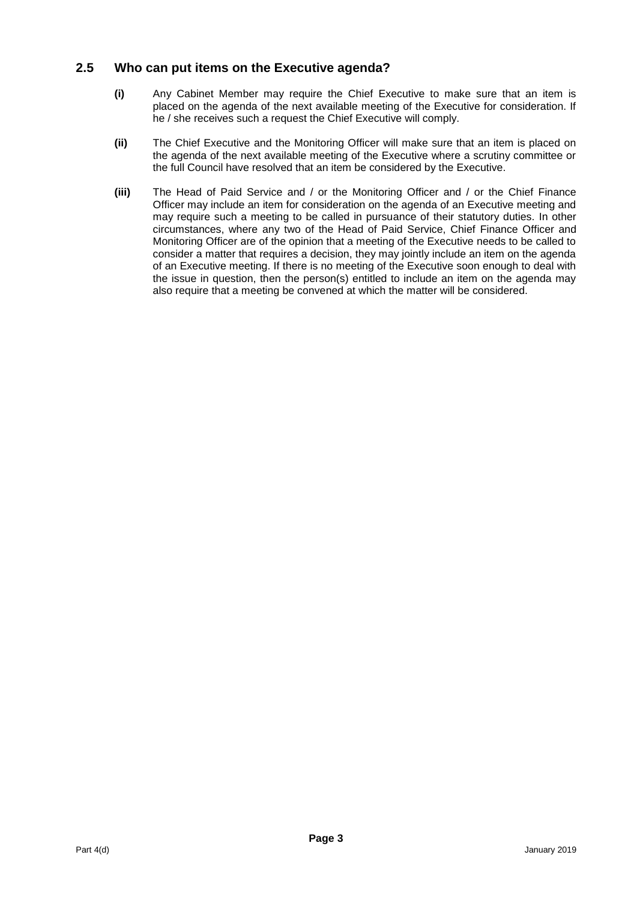## 2.5 Who can put items on the Executive agenda?

**(i)** Any Cabinet Member may require the Chief Executive to make sure that an item is placed on the agenda of the next available meeting of the Executive for consideration. If he / she receives such a request the Chief Executive will comply.

**(ii)** The Chief Executive and the Monitoring Officer will make sure that an item is placed on the agenda of the next available meeting of the Executive where a scrutiny committee or the full Council have resolved that an item be considered by the Executive.

**(iii)** The Head of Paid Service and / or the Monitoring Officer and / or the Chief Finance Officer may include an item for consideration on the agenda of an Executive meeting and may require such a meeting to be called in pursuance of their statutory duties. In other circumstances, where any two of the Head of Paid Service, Chief Finance Officer and Monitoring Officer are of the opinion that a meeting of the Executive needs to be called to consider a matter that requires a decision, they may jointly include an item on the agenda of an Executive meeting. If there is no meeting of the Executive soon enough to deal with the issue in question, then the person(s) entitled to include an item on the agenda may also require that a meeting be convened at which the matter will be considered.